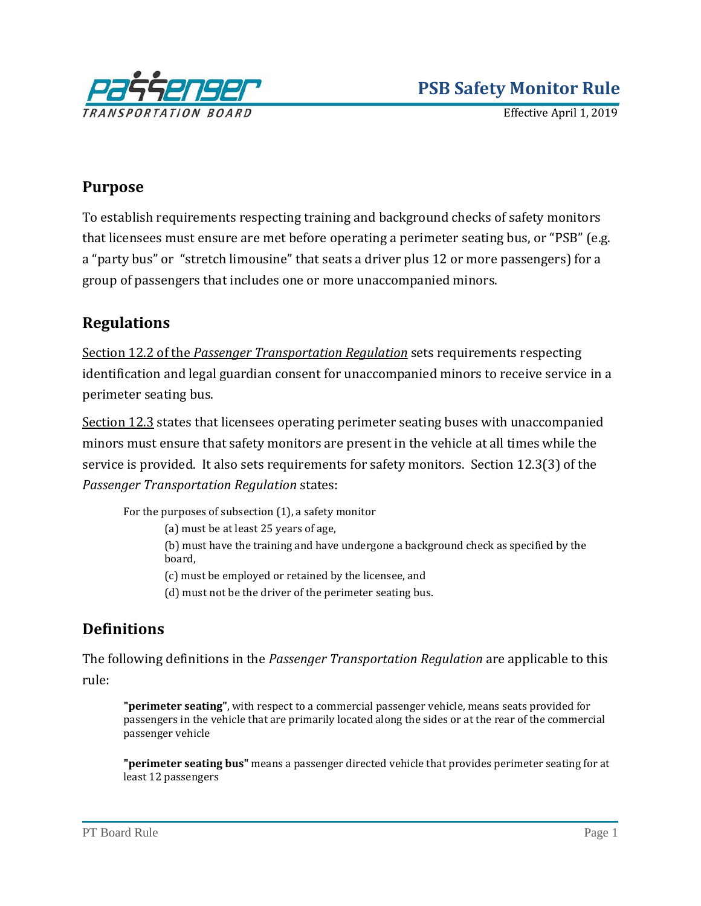# PSB Safety Monitor Rule

Effective April 1, 2019

## Purpose

To establish requirements respecting training and background checks of safety monitors that licensees must ensure are met before operating a perimeter seating bus, or "PSB" (e.g. a "party bus" or "stretch limousine" that seats a driver plus 12 or more passengers) for a group of passengers that includes one or more unaccompanied minors.

## Regulations

Section 12.2 of the *Passenger Transportation Regulation* sets requirements respecting identification and legal guardian consent for unaccompanied minors to receive service in a perimeter seating bus.

Section 12.3 states that licensees operating perimeter seating buses with unaccompanied minors must ensure that safety monitors are present in the vehicle at all times while the service is provided. It also sets requirements for safety monitors. Section 12.3(3) of the *Passenger Transportation Regulation* states:

> For the purposes of subsection (1), a safety monitor
>
> (a) must be at least 25 years of age,
>
> (b) must have the training and have undergone a background check as specified by the board,
>
> (c) must be employed or retained by the licensee, and
>
> (d) must not be the driver of the perimeter seating bus.

## Definitions

The following definitions in the *Passenger Transportation Regulation* are applicable to this rule:

> **"perimeter seating"**, with respect to a commercial passenger vehicle, means seats provided for passengers in the vehicle that are primarily located along the sides or at the rear of the commercial passenger vehicle
>
> **"perimeter seating bus"** means a passenger directed vehicle that provides perimeter seating for at least 12 passengers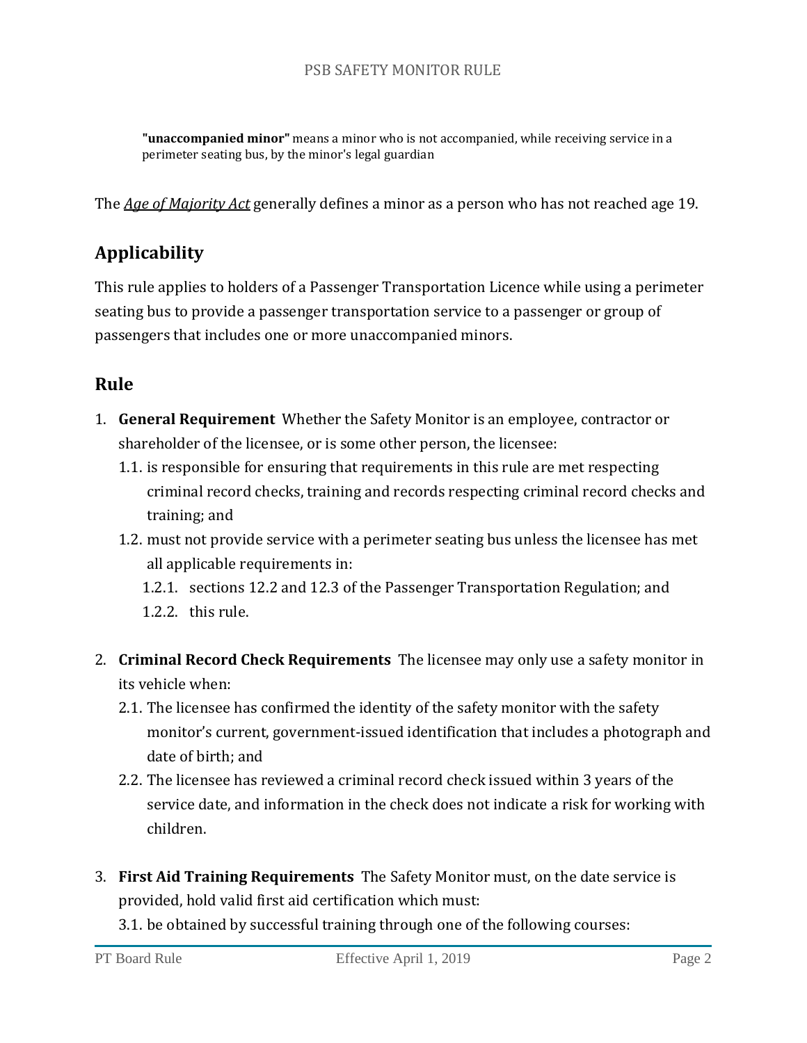> **"unaccompanied minor"** means a minor who is not accompanied, while receiving service in a perimeter seating bus, by the minor's legal guardian

The *Age of Majority Act* generally defines a minor as a person who has not reached age 19.

## Applicability

This rule applies to holders of a Passenger Transportation Licence while using a perimeter seating bus to provide a passenger transportation service to a passenger or group of passengers that includes one or more unaccompanied minors.

## Rule

1. **General Requirement** Whether the Safety Monitor is an employee, contractor or shareholder of the licensee, or is some other person, the licensee:
   - 1.1. is responsible for ensuring that requirements in this rule are met respecting criminal record checks, training and records respecting criminal record checks and training; and
   - 1.2. must not provide service with a perimeter seating bus unless the licensee has met all applicable requirements in:
     - 1.2.1. sections 12.2 and 12.3 of the Passenger Transportation Regulation; and
     - 1.2.2. this rule.

2. **Criminal Record Check Requirements** The licensee may only use a safety monitor in its vehicle when:
   - 2.1. The licensee has confirmed the identity of the safety monitor with the safety monitor's current, government-issued identification that includes a photograph and date of birth; and
   - 2.2. The licensee has reviewed a criminal record check issued within 3 years of the service date, and information in the check does not indicate a risk for working with children.

3. **First Aid Training Requirements** The Safety Monitor must, on the date service is provided, hold valid first aid certification which must:
   - 3.1. be obtained by successful training through one of the following courses: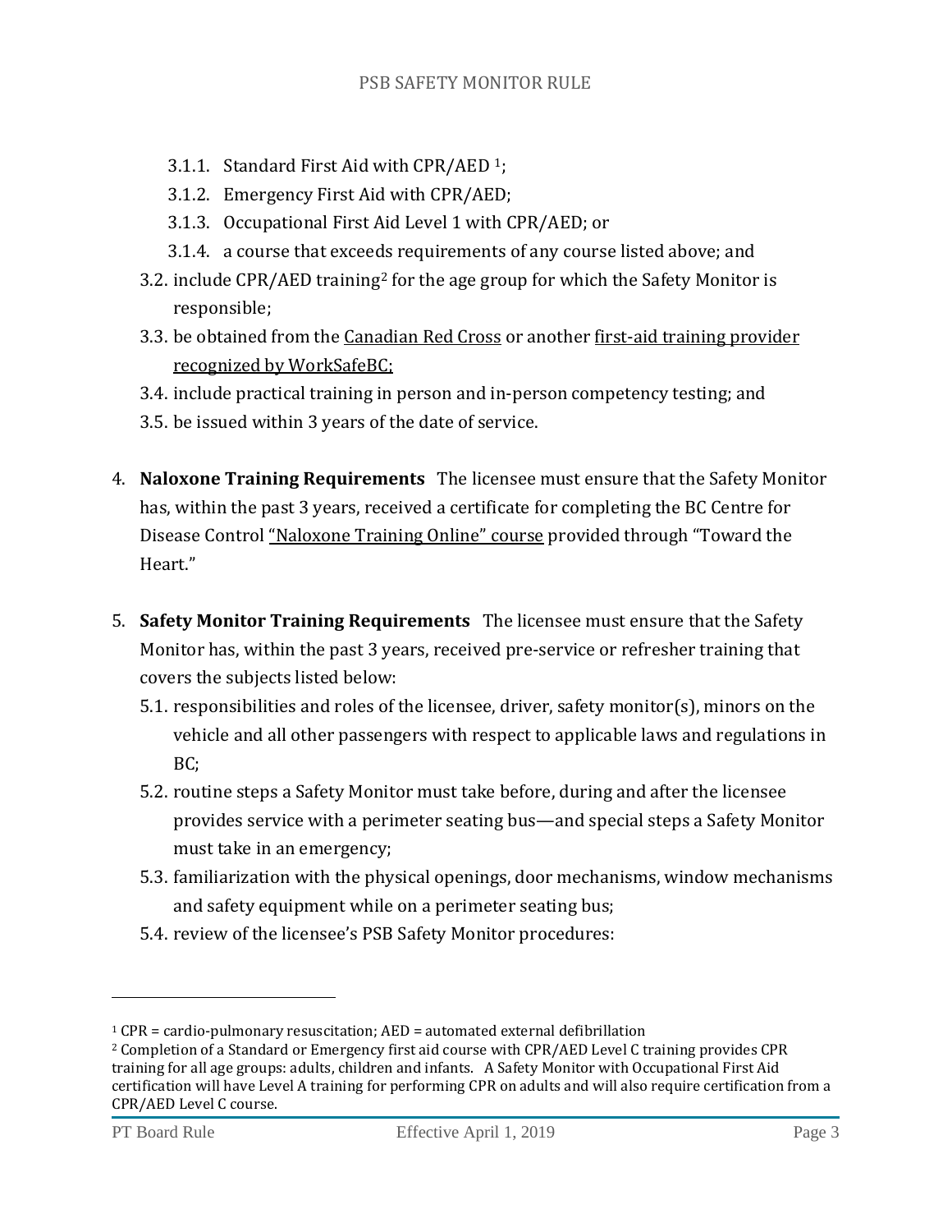3.1.1. Standard First Aid with CPR/AED [1];
3.1.2. Emergency First Aid with CPR/AED;
3.1.3. Occupational First Aid Level 1 with CPR/AED; or
3.1.4. a course that exceeds requirements of any course listed above; and

3.2. include CPR/AED training[2] for the age group for which the Safety Monitor is responsible;

3.3. be obtained from the Canadian Red Cross or another first-aid training provider recognized by WorkSafeBC;

3.4. include practical training in person and in-person competency testing; and

3.5. be issued within 3 years of the date of service.

4. **Naloxone Training Requirements** The licensee must ensure that the Safety Monitor has, within the past 3 years, received a certificate for completing the BC Centre for Disease Control "Naloxone Training Online" course provided through "Toward the Heart."

5. **Safety Monitor Training Requirements** The licensee must ensure that the Safety Monitor has, within the past 3 years, received pre-service or refresher training that covers the subjects listed below:

5.1. responsibilities and roles of the licensee, driver, safety monitor(s), minors on the vehicle and all other passengers with respect to applicable laws and regulations in BC;

5.2. routine steps a Safety Monitor must take before, during and after the licensee provides service with a perimeter seating bus—and special steps a Safety Monitor must take in an emergency;

5.3. familiarization with the physical openings, door mechanisms, window mechanisms and safety equipment while on a perimeter seating bus;

5.4. review of the licensee's PSB Safety Monitor procedures:

---

[1] CPR = cardio-pulmonary resuscitation; AED = automated external defibrillation

[2] Completion of a Standard or Emergency first aid course with CPR/AED Level C training provides CPR training for all age groups: adults, children and infants. A Safety Monitor with Occupational First Aid certification will have Level A training for performing CPR on adults and will also require certification from a CPR/AED Level C course.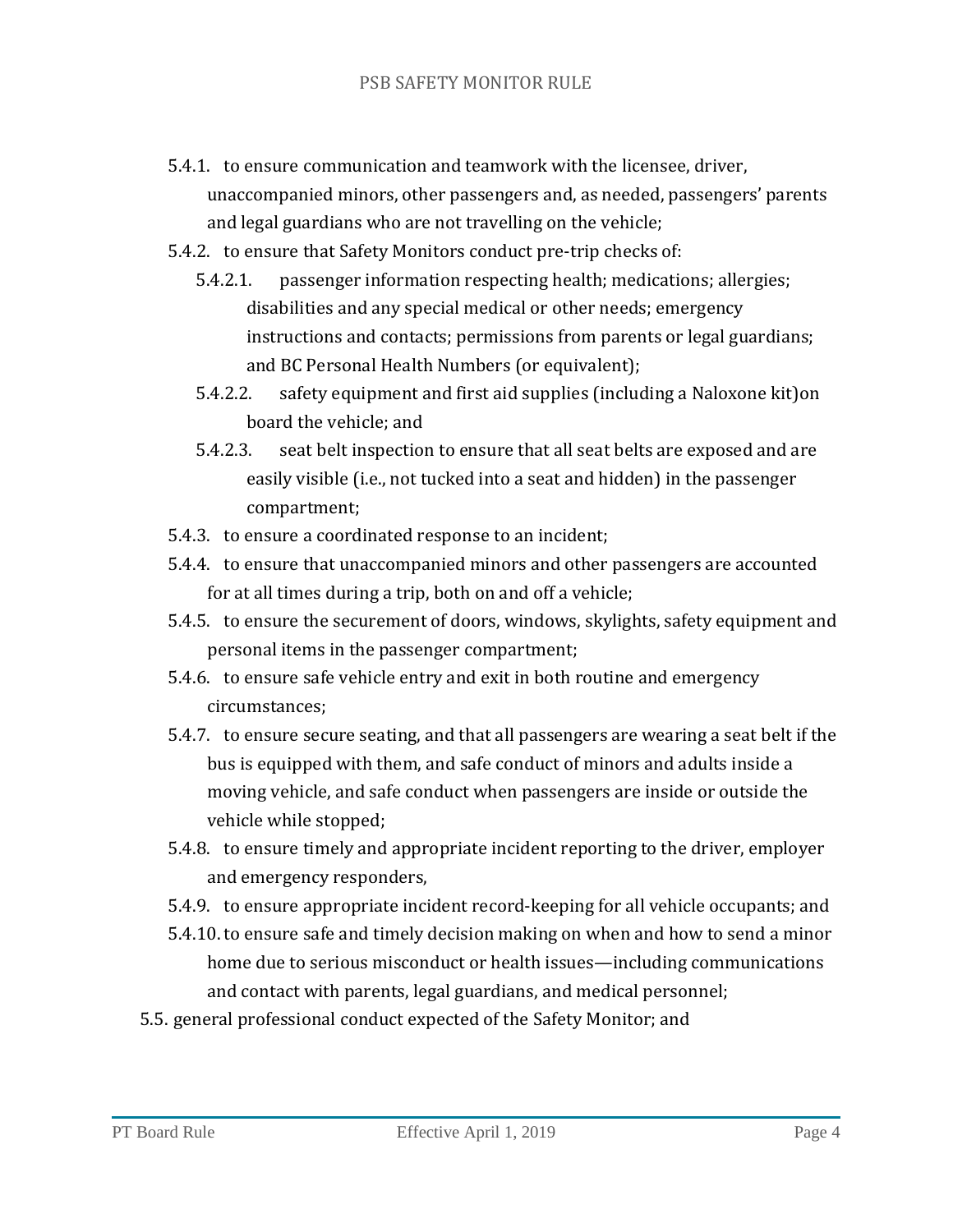- 5.4.1. to ensure communication and teamwork with the licensee, driver, unaccompanied minors, other passengers and, as needed, passengers' parents and legal guardians who are not travelling on the vehicle;
- 5.4.2. to ensure that Safety Monitors conduct pre-trip checks of:
  - 5.4.2.1. passenger information respecting health; medications; allergies; disabilities and any special medical or other needs; emergency instructions and contacts; permissions from parents or legal guardians; and BC Personal Health Numbers (or equivalent);
  - 5.4.2.2. safety equipment and first aid supplies (including a Naloxone kit)on board the vehicle; and
  - 5.4.2.3. seat belt inspection to ensure that all seat belts are exposed and are easily visible (i.e., not tucked into a seat and hidden) in the passenger compartment;
- 5.4.3. to ensure a coordinated response to an incident;
- 5.4.4. to ensure that unaccompanied minors and other passengers are accounted for at all times during a trip, both on and off a vehicle;
- 5.4.5. to ensure the securement of doors, windows, skylights, safety equipment and personal items in the passenger compartment;
- 5.4.6. to ensure safe vehicle entry and exit in both routine and emergency circumstances;
- 5.4.7. to ensure secure seating, and that all passengers are wearing a seat belt if the bus is equipped with them, and safe conduct of minors and adults inside a moving vehicle, and safe conduct when passengers are inside or outside the vehicle while stopped;
- 5.4.8. to ensure timely and appropriate incident reporting to the driver, employer and emergency responders,
- 5.4.9. to ensure appropriate incident record-keeping for all vehicle occupants; and
- 5.4.10. to ensure safe and timely decision making on when and how to send a minor home due to serious misconduct or health issues—including communications and contact with parents, legal guardians, and medical personnel;

5.5. general professional conduct expected of the Safety Monitor; and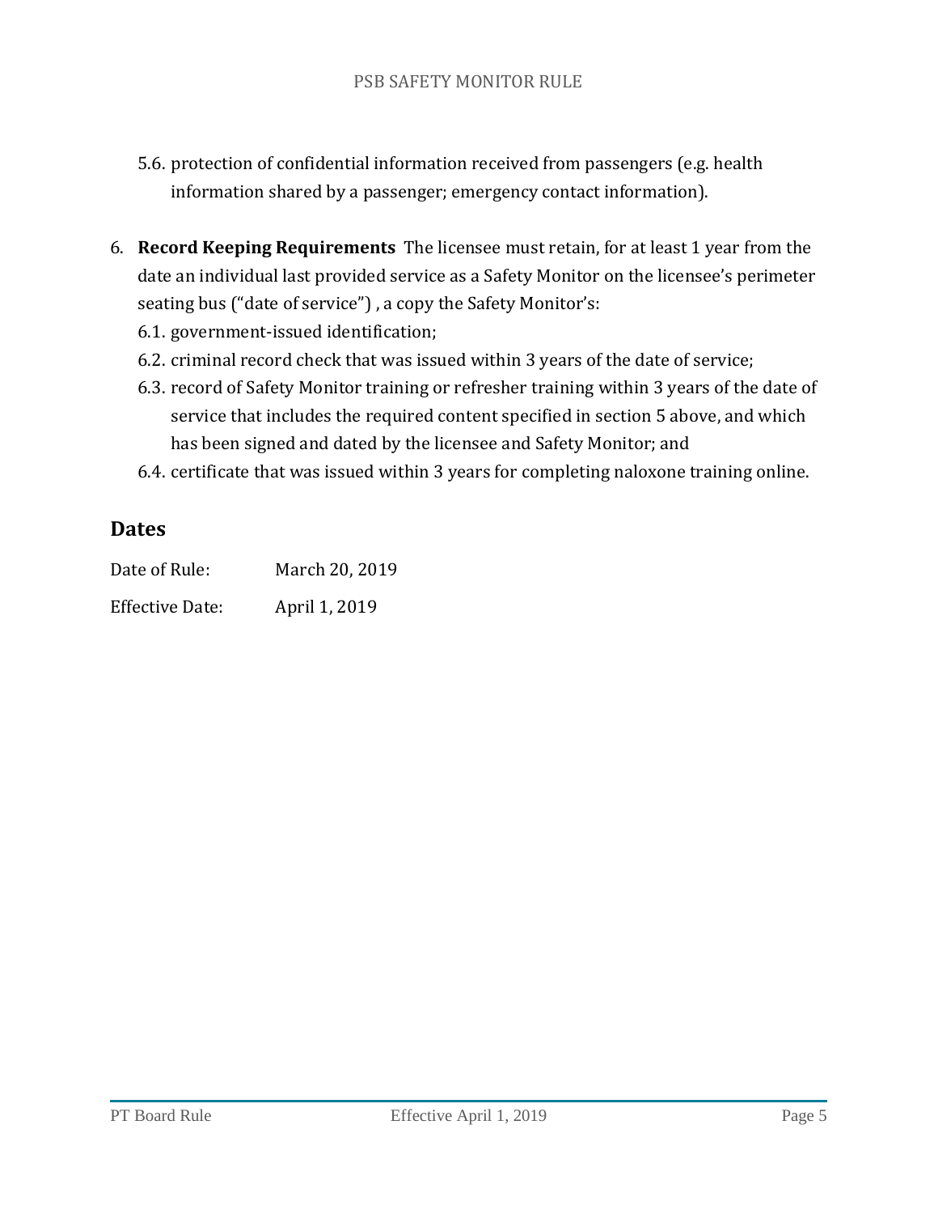5.6. protection of confidential information received from passengers (e.g. health information shared by a passenger; emergency contact information).

6. **Record Keeping Requirements** The licensee must retain, for at least 1 year from the date an individual last provided service as a Safety Monitor on the licensee's perimeter seating bus ("date of service") , a copy the Safety Monitor's:
   6.1. government-issued identification;
   6.2. criminal record check that was issued within 3 years of the date of service;
   6.3. record of Safety Monitor training or refresher training within 3 years of the date of service that includes the required content specified in section 5 above, and which has been signed and dated by the licensee and Safety Monitor; and
   6.4. certificate that was issued within 3 years for completing naloxone training online.

## Dates

| | |
|---|---|
| Date of Rule: | March 20, 2019 |
| Effective Date: | April 1, 2019 |